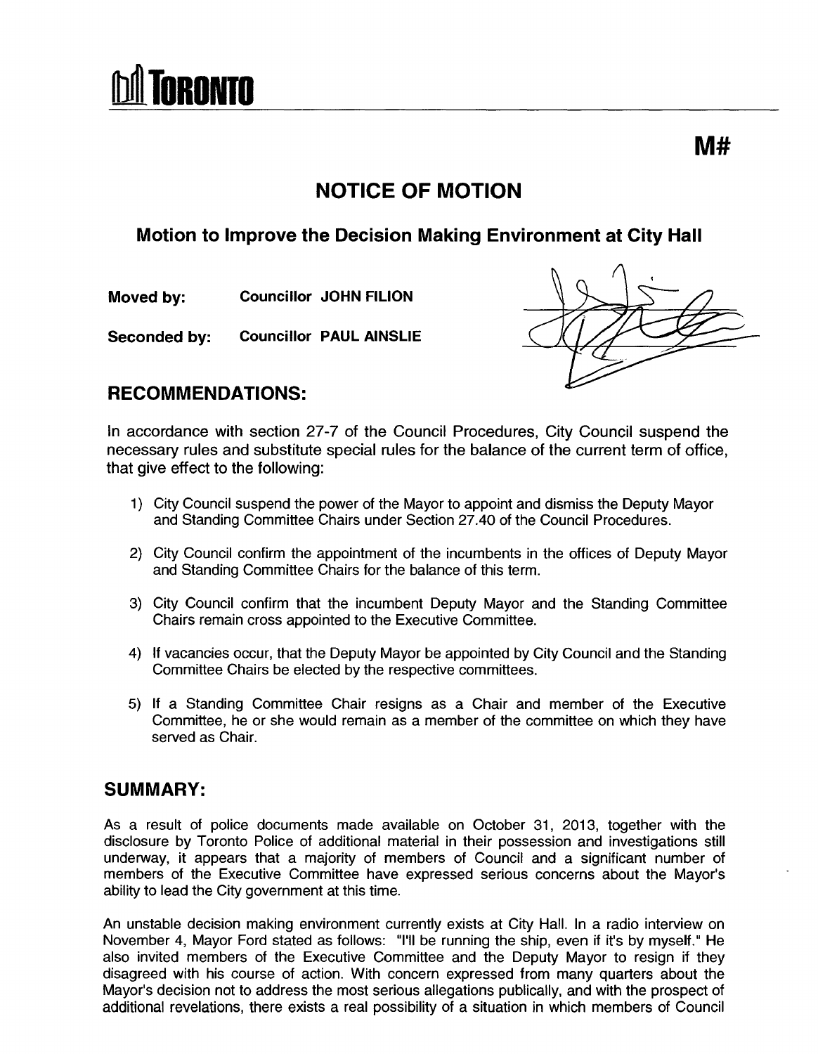# TORONTO

**M#**

## NOTICE OF MOTION

### Motion to Improve the Decision Making Environment at City Hall

**Moved by:** **Councillor JOHN FILION**

**Seconded by:** **Councillor PAUL AINSLIE**

## RECOMMENDATIONS:

In accordance with section 27-7 of the Council Procedures, City Council suspend the necessary rules and substitute special rules for the balance of the current term of office, that give effect to the following:

1) City Council suspend the power of the Mayor to appoint and dismiss the Deputy Mayor and Standing Committee Chairs under Section 27.40 of the Council Procedures.

2) City Council confirm the appointment of the incumbents in the offices of Deputy Mayor and Standing Committee Chairs for the balance of this term.

3) City Council confirm that the incumbent Deputy Mayor and the Standing Committee Chairs remain cross appointed to the Executive Committee.

4) If vacancies occur, that the Deputy Mayor be appointed by City Council and the Standing Committee Chairs be elected by the respective committees.

5) If a Standing Committee Chair resigns as a Chair and member of the Executive Committee, he or she would remain as a member of the committee on which they have served as Chair.

## SUMMARY:

As a result of police documents made available on October 31, 2013, together with the disclosure by Toronto Police of additional material in their possession and investigations still underway, it appears that a majority of members of Council and a significant number of members of the Executive Committee have expressed serious concerns about the Mayor's ability to lead the City government at this time.

An unstable decision making environment currently exists at City Hall. In a radio interview on November 4, Mayor Ford stated as follows: "I'll be running the ship, even if it's by myself." He also invited members of the Executive Committee and the Deputy Mayor to resign if they disagreed with his course of action. With concern expressed from many quarters about the Mayor's decision not to address the most serious allegations publically, and with the prospect of additional revelations, there exists a real possibility of a situation in which members of Council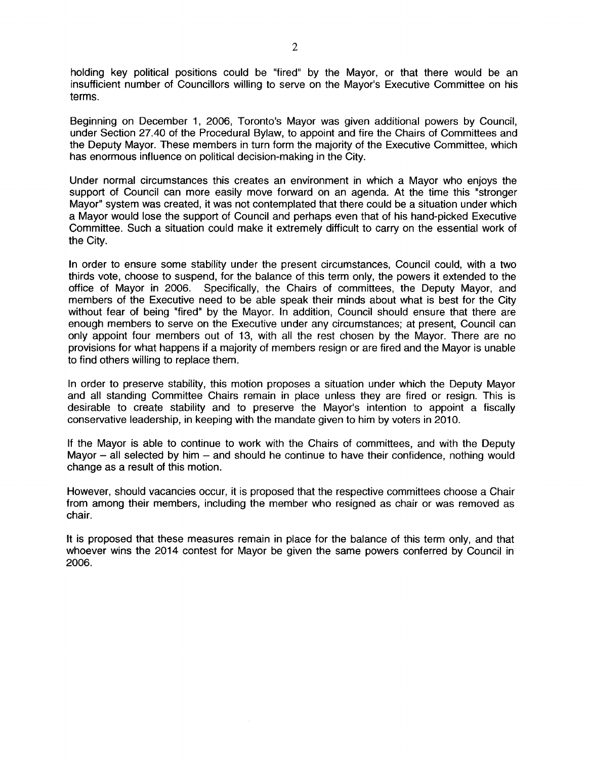holding key political positions could be "fired" by the Mayor, or that there would be an insufficient number of Councillors willing to serve on the Mayor's Executive Committee on his terms.

Beginning on December 1, 2006, Toronto's Mayor was given additional powers by Council, under Section 27.40 of the Procedural Bylaw, to appoint and fire the Chairs of Committees and the Deputy Mayor. These members in turn form the majority of the Executive Committee, which has enormous influence on political decision-making in the City.

Under normal circumstances this creates an environment in which a Mayor who enjoys the support of Council can more easily move forward on an agenda. At the time this "stronger Mayor" system was created, it was not contemplated that there could be a situation under which a Mayor would lose the support of Council and perhaps even that of his hand-picked Executive Committee. Such a situation could make it extremely difficult to carry on the essential work of the City.

In order to ensure some stability under the present circumstances, Council could, with a two thirds vote, choose to suspend, for the balance of this term only, the powers it extended to the office of Mayor in 2006. Specifically, the Chairs of committees, the Deputy Mayor, and members of the Executive need to be able speak their minds about what is best for the City without fear of being "fired" by the Mayor. In addition, Council should ensure that there are enough members to serve on the Executive under any circumstances; at present, Council can only appoint four members out of 13, with all the rest chosen by the Mayor. There are no provisions for what happens if a majority of members resign or are fired and the Mayor is unable to find others willing to replace them.

In order to preserve stability, this motion proposes a situation under which the Deputy Mayor and all standing Committee Chairs remain in place unless they are fired or resign. This is desirable to create stability and to preserve the Mayor's intention to appoint a fiscally conservative leadership, in keeping with the mandate given to him by voters in 2010.

If the Mayor is able to continue to work with the Chairs of committees, and with the Deputy Mayor – all selected by him – and should he continue to have their confidence, nothing would change as a result of this motion.

However, should vacancies occur, it is proposed that the respective committees choose a Chair from among their members, including the member who resigned as chair or was removed as chair.

It is proposed that these measures remain in place for the balance of this term only, and that whoever wins the 2014 contest for Mayor be given the same powers conferred by Council in 2006.